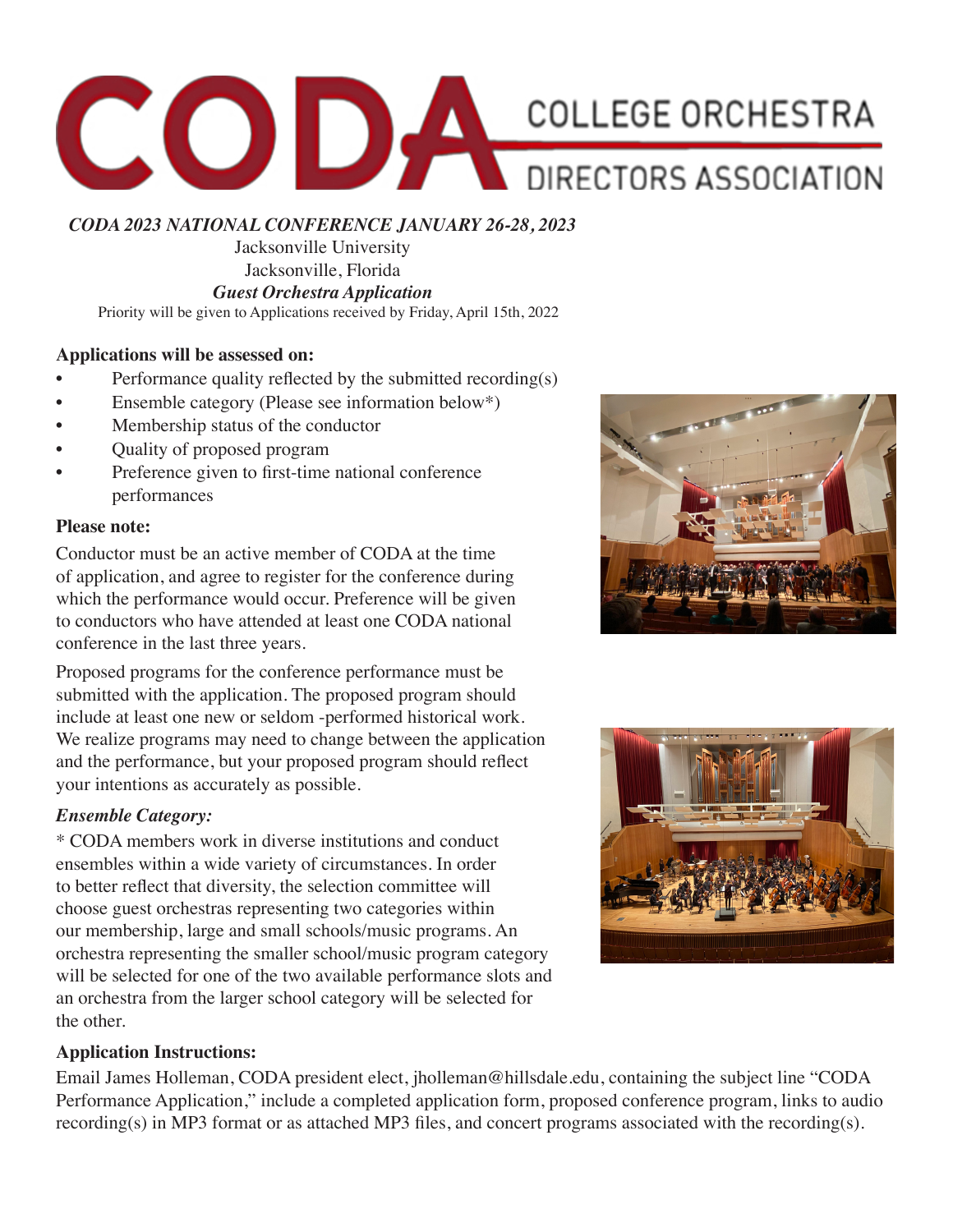# CODA COLLEGE ORCHESTRA DIRECTORS ASSOCIATION

***CODA 2023 NATIONAL CONFERENCE JANUARY 26-28, 2023***

Jacksonville University

Jacksonville, Florida

***Guest Orchestra Application***

Priority will be given to Applications received by Friday, April 15th, 2022

**Applications will be assessed on:**

- Performance quality reflected by the submitted recording(s)
- Ensemble category (Please see information below*)
- Membership status of the conductor
- Quality of proposed program
- Preference given to first-time national conference performances

**Please note:**

Conductor must be an active member of CODA at the time of application, and agree to register for the conference during which the performance would occur. Preference will be given to conductors who have attended at least one CODA national conference in the last three years.

Proposed programs for the conference performance must be submitted with the application. The proposed program should include at least one new or seldom -performed historical work. We realize programs may need to change between the application and the performance, but your proposed program should reflect your intentions as accurately as possible.

***Ensemble Category:***

* CODA members work in diverse institutions and conduct ensembles within a wide variety of circumstances. In order to better reflect that diversity, the selection committee will choose guest orchestras representing two categories within our membership, large and small schools/music programs. An orchestra representing the smaller school/music program category will be selected for one of the two available performance slots and an orchestra from the larger school category will be selected for the other.

**Application Instructions:**

Email James Holleman, CODA president elect, jholleman@hillsdale.edu, containing the subject line "CODA Performance Application," include a completed application form, proposed conference program, links to audio recording(s) in MP3 format or as attached MP3 files, and concert programs associated with the recording(s).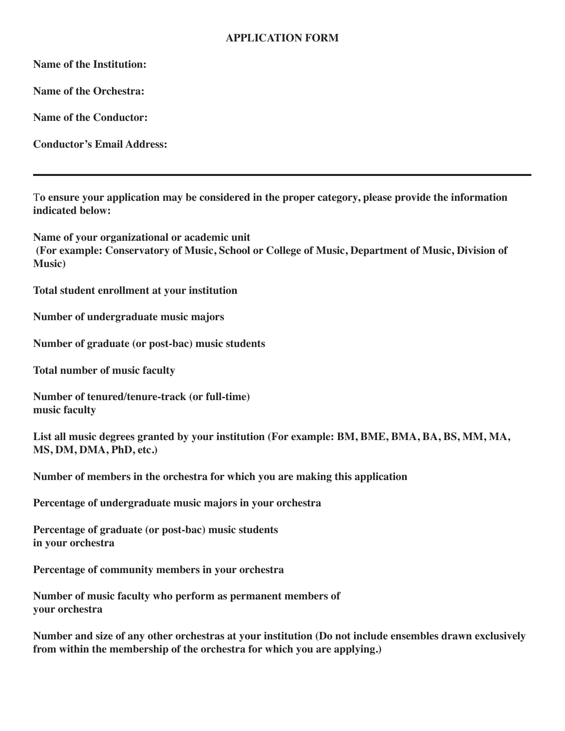# APPLICATION FORM

**Name of the Institution:**

**Name of the Orchestra:**

**Name of the Conductor:**

**Conductor's Email Address:**

---

**To ensure your application may be considered in the proper category, please provide the information indicated below:**

**Name of your organizational or academic unit**
**(For example: Conservatory of Music, School or College of Music, Department of Music, Division of Music)**

**Total student enrollment at your institution**

**Number of undergraduate music majors**

**Number of graduate (or post-bac) music students**

**Total number of music faculty**

**Number of tenured/tenure-track (or full-time)**
**music faculty**

**List all music degrees granted by your institution (For example: BM, BME, BMA, BA, BS, MM, MA, MS, DM, DMA, PhD, etc.)**

**Number of members in the orchestra for which you are making this application**

**Percentage of undergraduate music majors in your orchestra**

**Percentage of graduate (or post-bac) music students**
**in your orchestra**

**Percentage of community members in your orchestra**

**Number of music faculty who perform as permanent members of**
**your orchestra**

**Number and size of any other orchestras at your institution (Do not include ensembles drawn exclusively from within the membership of the orchestra for which you are applying.)**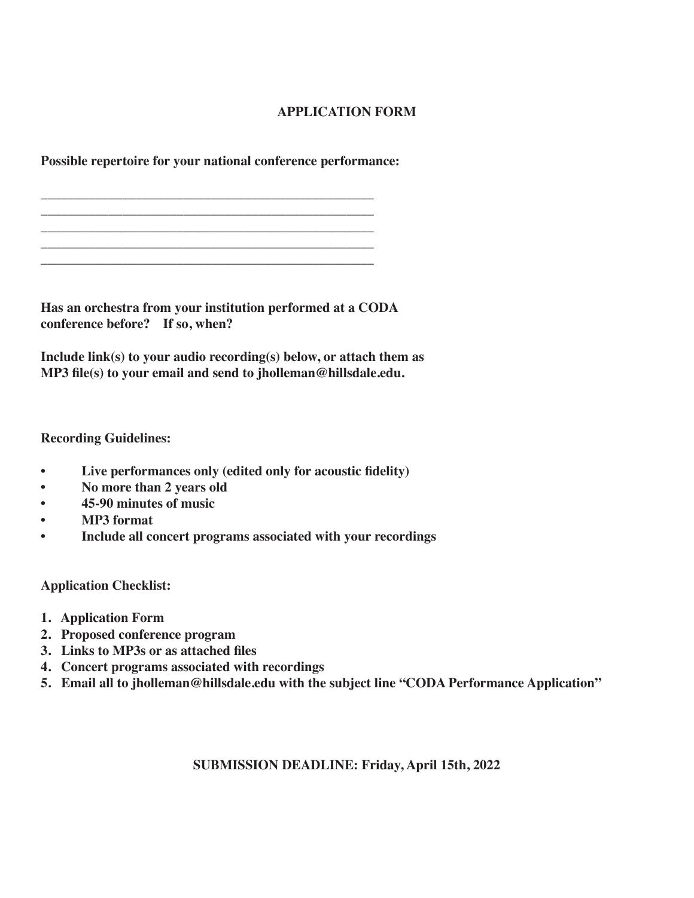**APPLICATION FORM**

**Possible repertoire for your national conference performance:**

____________________________________________________
____________________________________________________
____________________________________________________
____________________________________________________
____________________________________________________

**Has an orchestra from your institution performed at a CODA conference before? If so, when?**

**Include link(s) to your audio recording(s) below, or attach them as MP3 file(s) to your email and send to jholleman@hillsdale.edu.**

**Recording Guidelines:**

- **Live performances only (edited only for acoustic fidelity)**
- **No more than 2 years old**
- **45-90 minutes of music**
- **MP3 format**
- **Include all concert programs associated with your recordings**

**Application Checklist:**

1. **Application Form**
2. **Proposed conference program**
3. **Links to MP3s or as attached files**
4. **Concert programs associated with recordings**
5. **Email all to jholleman@hillsdale.edu with the subject line "CODA Performance Application"**

**SUBMISSION DEADLINE: Friday, April 15th, 2022**